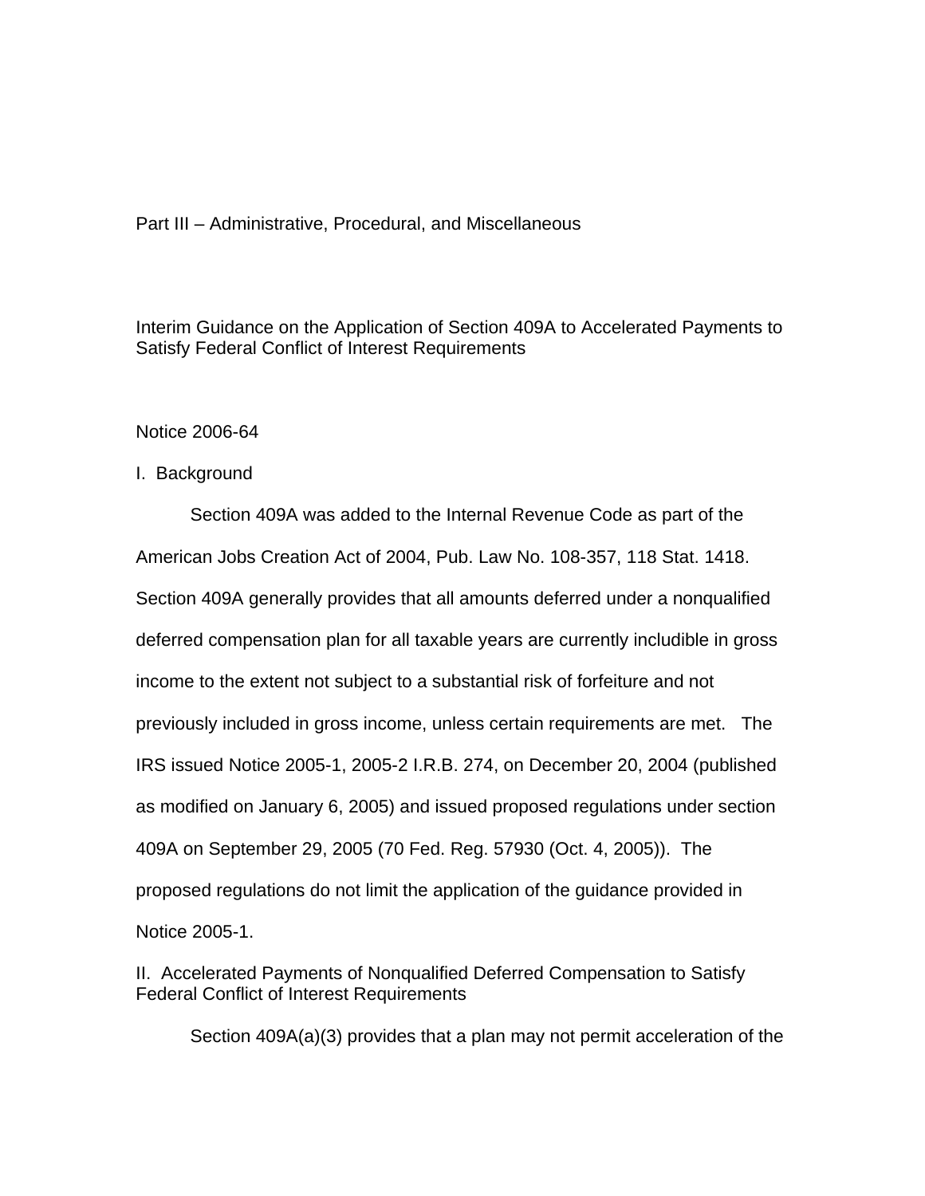Part III – Administrative, Procedural, and Miscellaneous

# Interim Guidance on the Application of Section 409A to Accelerated Payments to Satisfy Federal Conflict of Interest Requirements

Notice 2006-64

## I. Background

Section 409A was added to the Internal Revenue Code as part of the American Jobs Creation Act of 2004, Pub. Law No. 108-357, 118 Stat. 1418. Section 409A generally provides that all amounts deferred under a nonqualified deferred compensation plan for all taxable years are currently includible in gross income to the extent not subject to a substantial risk of forfeiture and not previously included in gross income, unless certain requirements are met. The IRS issued Notice 2005-1, 2005-2 I.R.B. 274, on December 20, 2004 (published as modified on January 6, 2005) and issued proposed regulations under section 409A on September 29, 2005 (70 Fed. Reg. 57930 (Oct. 4, 2005)). The proposed regulations do not limit the application of the guidance provided in Notice 2005-1.

## II. Accelerated Payments of Nonqualified Deferred Compensation to Satisfy Federal Conflict of Interest Requirements

Section 409A(a)(3) provides that a plan may not permit acceleration of the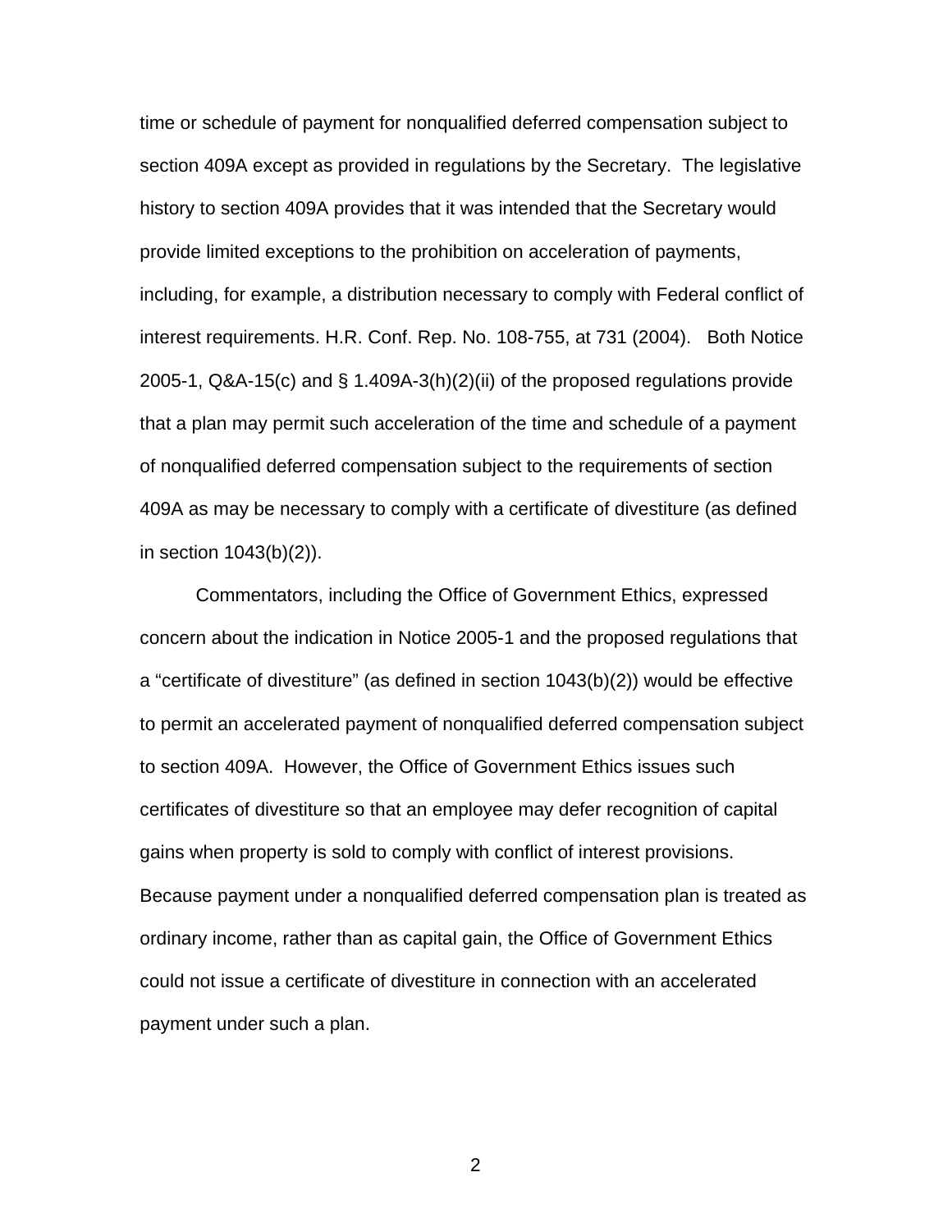time or schedule of payment for nonqualified deferred compensation subject to section 409A except as provided in regulations by the Secretary. The legislative history to section 409A provides that it was intended that the Secretary would provide limited exceptions to the prohibition on acceleration of payments, including, for example, a distribution necessary to comply with Federal conflict of interest requirements. H.R. Conf. Rep. No. 108-755, at 731 (2004). Both Notice 2005-1, Q&A-15(c) and § 1.409A-3(h)(2)(ii) of the proposed regulations provide that a plan may permit such acceleration of the time and schedule of a payment of nonqualified deferred compensation subject to the requirements of section 409A as may be necessary to comply with a certificate of divestiture (as defined in section 1043(b)(2)).

Commentators, including the Office of Government Ethics, expressed concern about the indication in Notice 2005-1 and the proposed regulations that a "certificate of divestiture" (as defined in section 1043(b)(2)) would be effective to permit an accelerated payment of nonqualified deferred compensation subject to section 409A. However, the Office of Government Ethics issues such certificates of divestiture so that an employee may defer recognition of capital gains when property is sold to comply with conflict of interest provisions. Because payment under a nonqualified deferred compensation plan is treated as ordinary income, rather than as capital gain, the Office of Government Ethics could not issue a certificate of divestiture in connection with an accelerated payment under such a plan.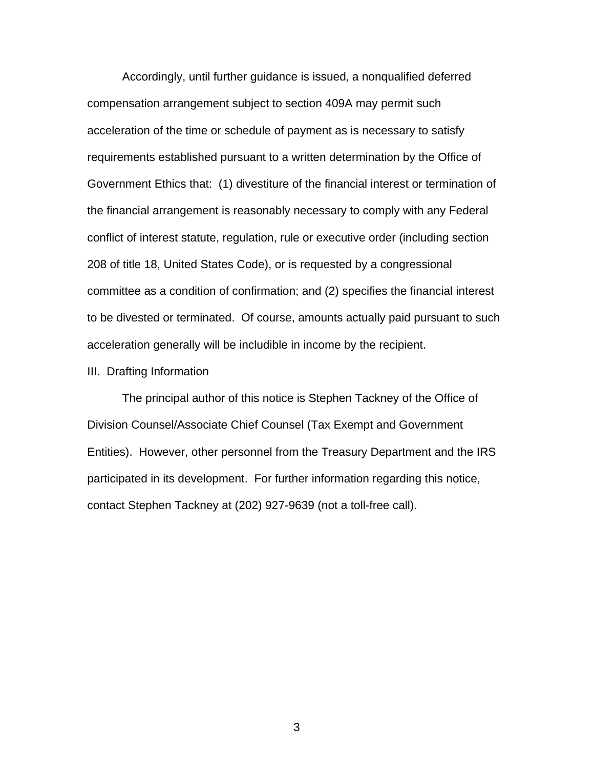Accordingly, until further guidance is issued, a nonqualified deferred compensation arrangement subject to section 409A may permit such acceleration of the time or schedule of payment as is necessary to satisfy requirements established pursuant to a written determination by the Office of Government Ethics that: (1) divestiture of the financial interest or termination of the financial arrangement is reasonably necessary to comply with any Federal conflict of interest statute, regulation, rule or executive order (including section 208 of title 18, United States Code), or is requested by a congressional committee as a condition of confirmation; and (2) specifies the financial interest to be divested or terminated. Of course, amounts actually paid pursuant to such acceleration generally will be includible in income by the recipient.

## III. Drafting Information

The principal author of this notice is Stephen Tackney of the Office of Division Counsel/Associate Chief Counsel (Tax Exempt and Government Entities). However, other personnel from the Treasury Department and the IRS participated in its development. For further information regarding this notice, contact Stephen Tackney at (202) 927-9639 (not a toll-free call).